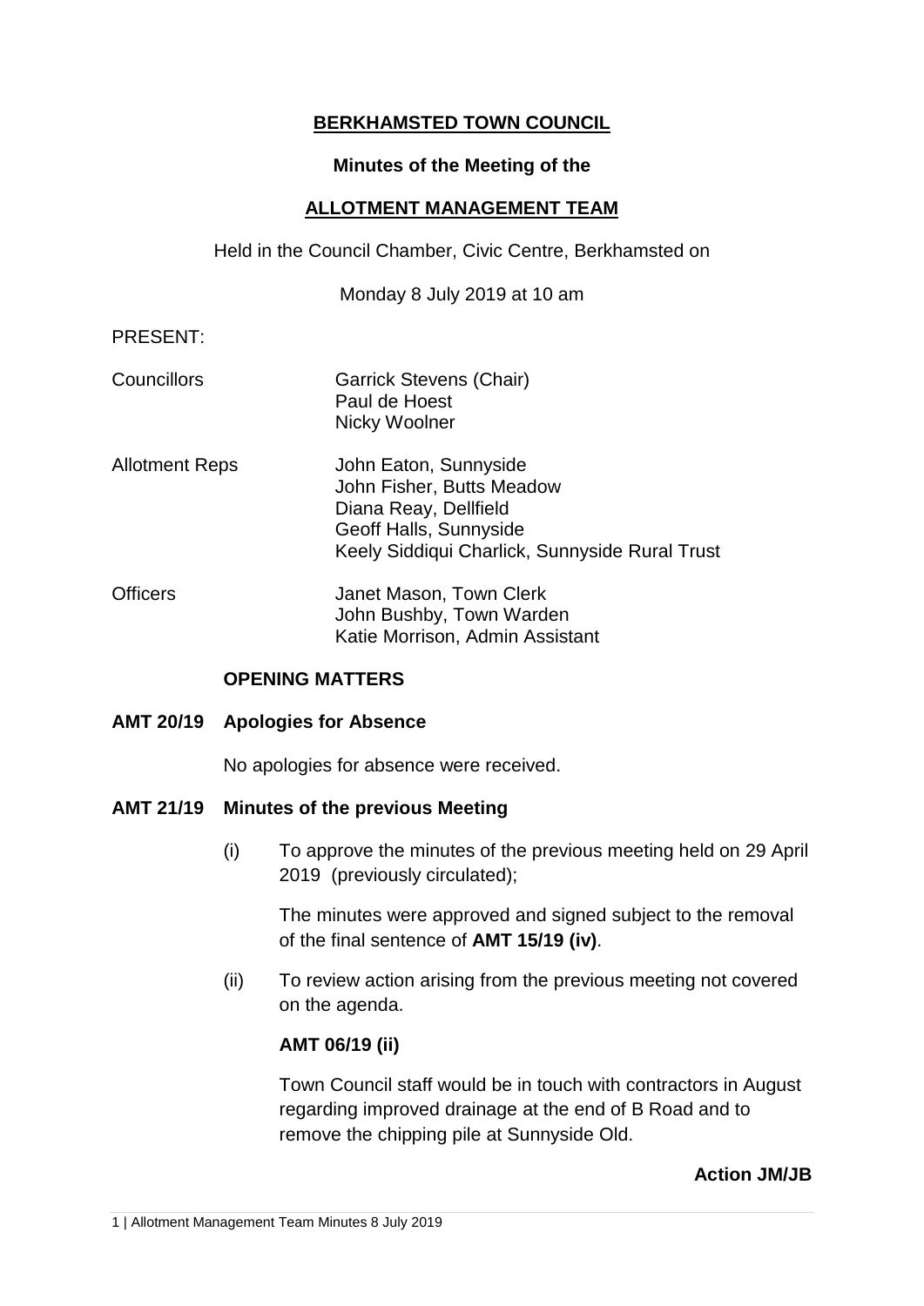# BERKHAMSTED TOWN COUNCIL

## Minutes of the Meeting of the

## ALLOTMENT MANAGEMENT TEAM

Held in the Council Chamber, Civic Centre, Berkhamsted on

Monday 8 July 2019 at 10 am

PRESENT:

| | |
|---|---|
| Councillors | Garrick Stevens (Chair)<br>Paul de Hoest<br>Nicky Woolner |
| Allotment Reps | John Eaton, Sunnyside<br>John Fisher, Butts Meadow<br>Diana Reay, Dellfield<br>Geoff Halls, Sunnyside<br>Keely Siddiqui Charlick, Sunnyside Rural Trust |
| Officers | Janet Mason, Town Clerk<br>John Bushby, Town Warden<br>Katie Morrison, Admin Assistant |

### OPENING MATTERS

### AMT 20/19 Apologies for Absence

No apologies for absence were received.

### AMT 21/19 Minutes of the previous Meeting

(i) To approve the minutes of the previous meeting held on 29 April 2019 (previously circulated);

The minutes were approved and signed subject to the removal of the final sentence of **AMT 15/19 (iv)**.

(ii) To review action arising from the previous meeting not covered on the agenda.

**AMT 06/19 (ii)**

Town Council staff would be in touch with contractors in August regarding improved drainage at the end of B Road and to remove the chipping pile at Sunnyside Old.

**Action JM/JB**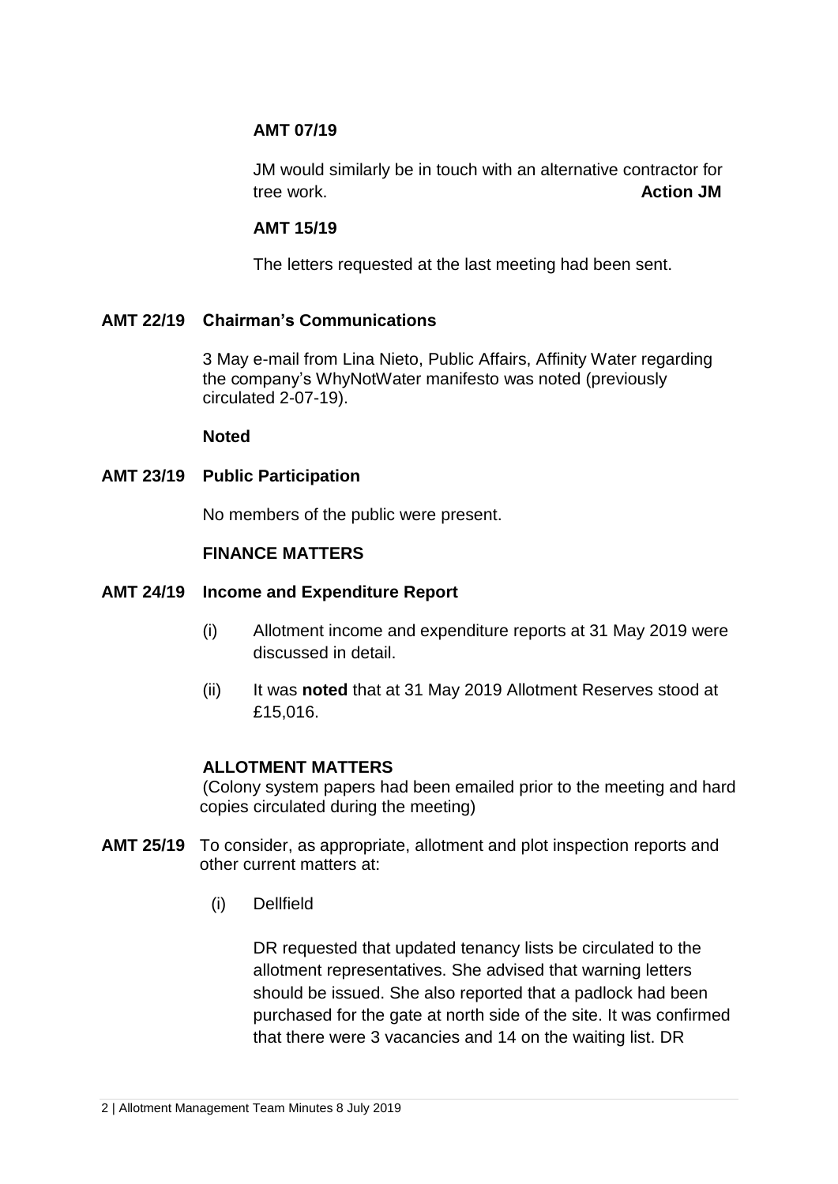**AMT 07/19**

JM would similarly be in touch with an alternative contractor for tree work. **Action JM**

**AMT 15/19**

The letters requested at the last meeting had been sent.

**AMT 22/19 Chairman's Communications**

3 May e-mail from Lina Nieto, Public Affairs, Affinity Water regarding the company's WhyNotWater manifesto was noted (previously circulated 2-07-19).

**Noted**

**AMT 23/19 Public Participation**

No members of the public were present.

**FINANCE MATTERS**

**AMT 24/19 Income and Expenditure Report**

(i) Allotment income and expenditure reports at 31 May 2019 were discussed in detail.

(ii) It was **noted** that at 31 May 2019 Allotment Reserves stood at £15,016.

**ALLOTMENT MATTERS**

(Colony system papers had been emailed prior to the meeting and hard copies circulated during the meeting)

**AMT 25/19** To consider, as appropriate, allotment and plot inspection reports and other current matters at:

(i) Dellfield

DR requested that updated tenancy lists be circulated to the allotment representatives. She advised that warning letters should be issued. She also reported that a padlock had been purchased for the gate at north side of the site. It was confirmed that there were 3 vacancies and 14 on the waiting list. DR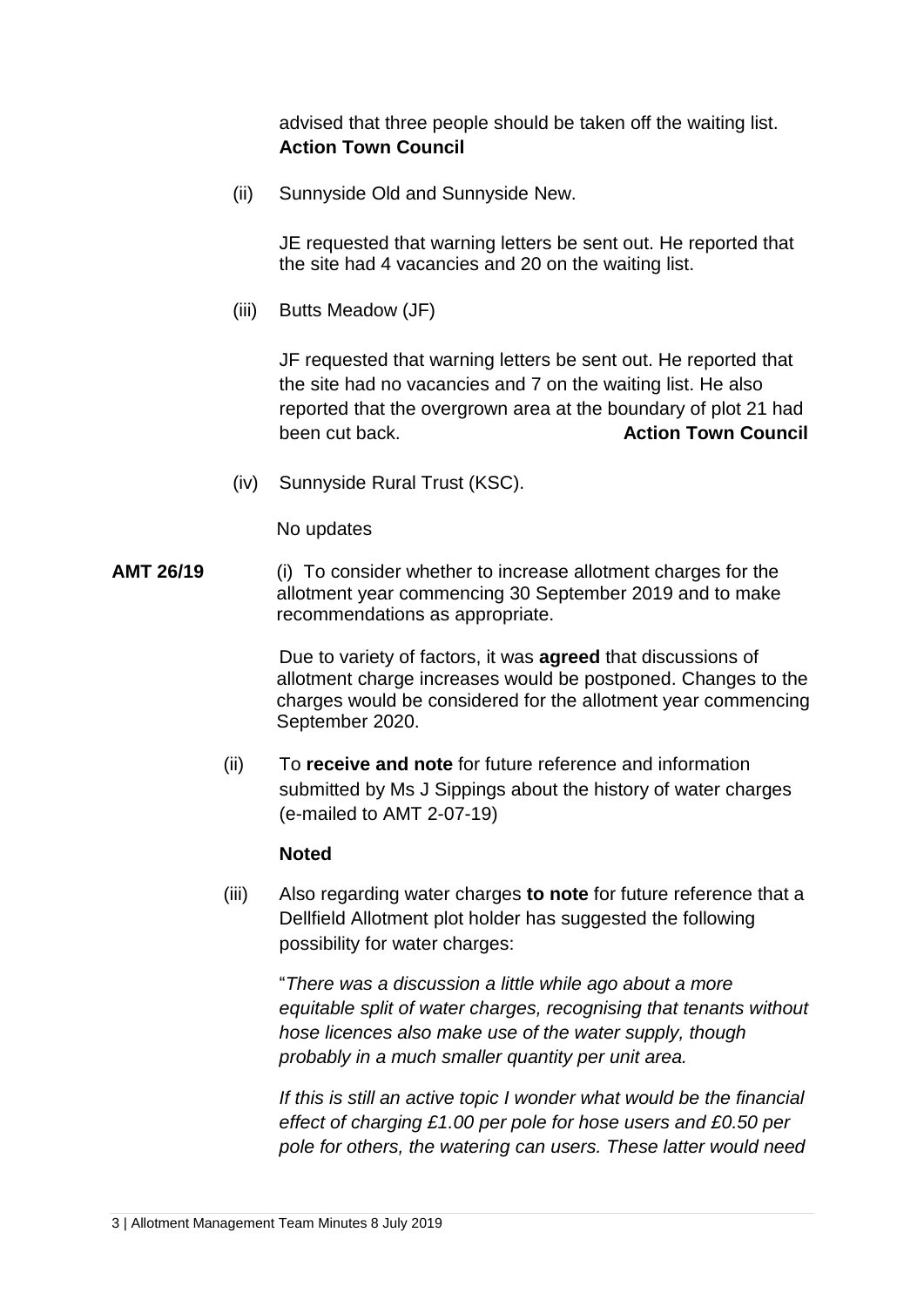advised that three people should be taken off the waiting list.
**Action Town Council**

(ii) Sunnyside Old and Sunnyside New.

JE requested that warning letters be sent out. He reported that the site had 4 vacancies and 20 on the waiting list.

(iii) Butts Meadow (JF)

JF requested that warning letters be sent out. He reported that the site had no vacancies and 7 on the waiting list. He also reported that the overgrown area at the boundary of plot 21 had been cut back. **Action Town Council**

(iv) Sunnyside Rural Trust (KSC).

No updates

**AMT 26/19** (i) To consider whether to increase allotment charges for the allotment year commencing 30 September 2019 and to make recommendations as appropriate.

Due to variety of factors, it was **agreed** that discussions of allotment charge increases would be postponed. Changes to the charges would be considered for the allotment year commencing September 2020.

(ii) To **receive and note** for future reference and information submitted by Ms J Sippings about the history of water charges (e-mailed to AMT 2-07-19)

**Noted**

(iii) Also regarding water charges **to note** for future reference that a Dellfield Allotment plot holder has suggested the following possibility for water charges:

"*There was a discussion a little while ago about a more equitable split of water charges, recognising that tenants without hose licences also make use of the water supply, though probably in a much smaller quantity per unit area.*

*If this is still an active topic I wonder what would be the financial effect of charging £1.00 per pole for hose users and £0.50 per pole for others, the watering can users. These latter would need*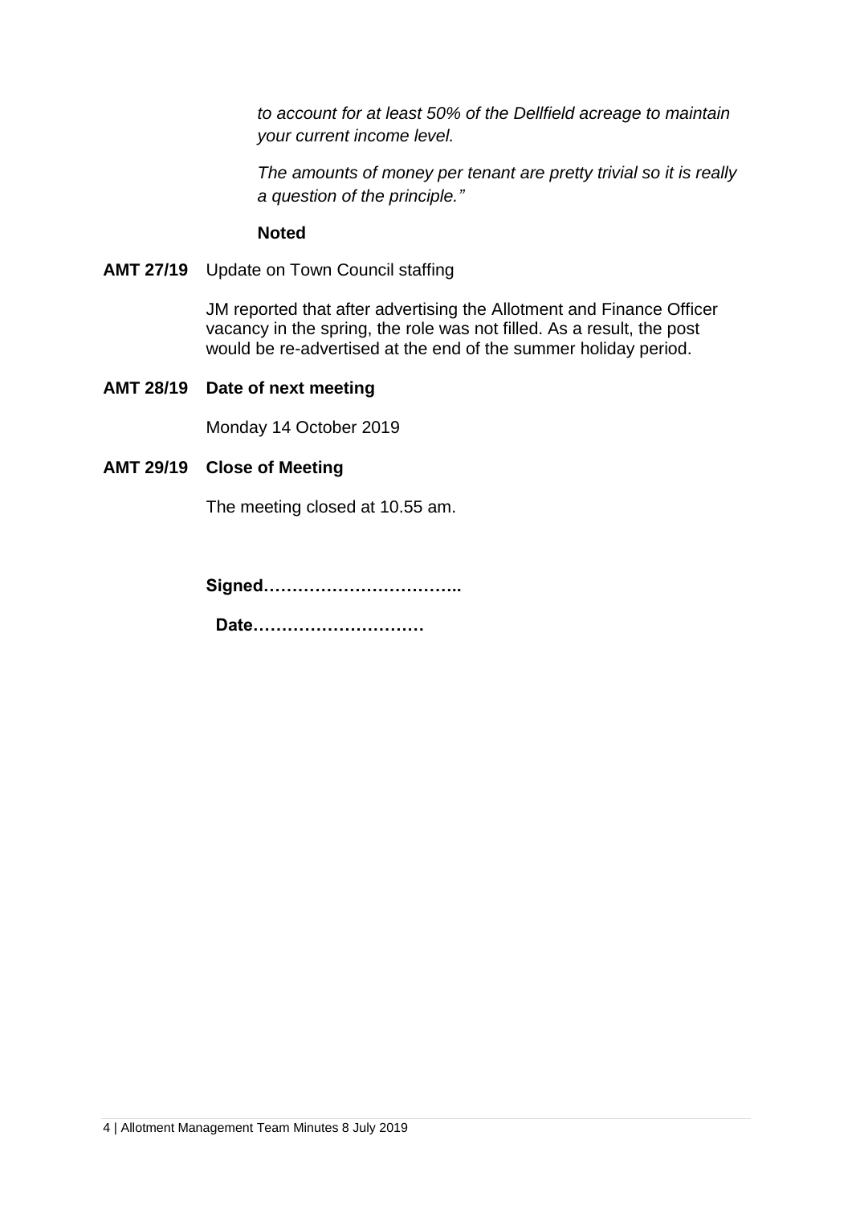*to account for at least 50% of the Dellfield acreage to maintain your current income level.*

*The amounts of money per tenant are pretty trivial so it is really a question of the principle."*

**Noted**

**AMT 27/19** Update on Town Council staffing

JM reported that after advertising the Allotment and Finance Officer vacancy in the spring, the role was not filled. As a result, the post would be re-advertised at the end of the summer holiday period.

**AMT 28/19 Date of next meeting**

Monday 14 October 2019

**AMT 29/19 Close of Meeting**

The meeting closed at 10.55 am.

**Signed……………………………..**

**Date…………………………**